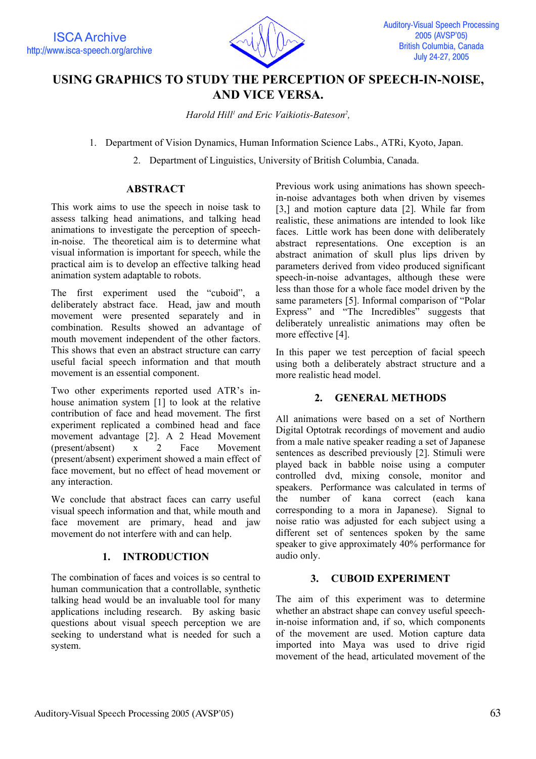# USING GRAPHICS TO STUDY THE PERCEPTION OF SPEECH-IN-NOISE, AND VICE VERSA.

*Harold Hill[1] and Eric Vaikiotis-Bateson[2],*

1. Department of Vision Dynamics, Human Information Science Labs., ATRi, Kyoto, Japan.
2. Department of Linguistics, University of British Columbia, Canada.

## ABSTRACT

This work aims to use the speech in noise task to assess talking head animations, and talking head animations to investigate the perception of speech-in-noise. The theoretical aim is to determine what visual information is important for speech, while the practical aim is to develop an effective talking head animation system adaptable to robots.

The first experiment used the "cuboid", a deliberately abstract face. Head, jaw and mouth movement were presented separately and in combination. Results showed an advantage of mouth movement independent of the other factors. This shows that even an abstract structure can carry useful facial speech information and that mouth movement is an essential component.

Two other experiments reported used ATR's in-house animation system [1] to look at the relative contribution of face and head movement. The first experiment replicated a combined head and face movement advantage [2]. A 2 Head Movement (present/absent) x 2 Face Movement (present/absent) experiment showed a main effect of face movement, but no effect of head movement or any interaction.

We conclude that abstract faces can carry useful visual speech information and that, while mouth and face movement are primary, head and jaw movement do not interfere with and can help.

## 1. INTRODUCTION

The combination of faces and voices is so central to human communication that a controllable, synthetic talking head would be an invaluable tool for many applications including research. By asking basic questions about visual speech perception we are seeking to understand what is needed for such a system.

Previous work using animations has shown speech-in-noise advantages both when driven by visemes [3,] and motion capture data [2]. While far from realistic, these animations are intended to look like faces. Little work has been done with deliberately abstract representations. One exception is an abstract animation of skull plus lips driven by parameters derived from video produced significant speech-in-noise advantages, although these were less than those for a whole face model driven by the same parameters [5]. Informal comparison of "Polar Express" and "The Incredibles" suggests that deliberately unrealistic animations may often be more effective [4].

In this paper we test perception of facial speech using both a deliberately abstract structure and a more realistic head model.

## 2. GENERAL METHODS

All animations were based on a set of Northern Digital Optotrak recordings of movement and audio from a male native speaker reading a set of Japanese sentences as described previously [2]. Stimuli were played back in babble noise using a computer controlled dvd, mixing console, monitor and speakers. Performance was calculated in terms of the number of kana correct (each kana corresponding to a mora in Japanese). Signal to noise ratio was adjusted for each subject using a different set of sentences spoken by the same speaker to give approximately 40% performance for audio only.

## 3. CUBOID EXPERIMENT

The aim of this experiment was to determine whether an abstract shape can convey useful speech-in-noise information and, if so, which components of the movement are used. Motion capture data imported into Maya was used to drive rigid movement of the head, articulated movement of the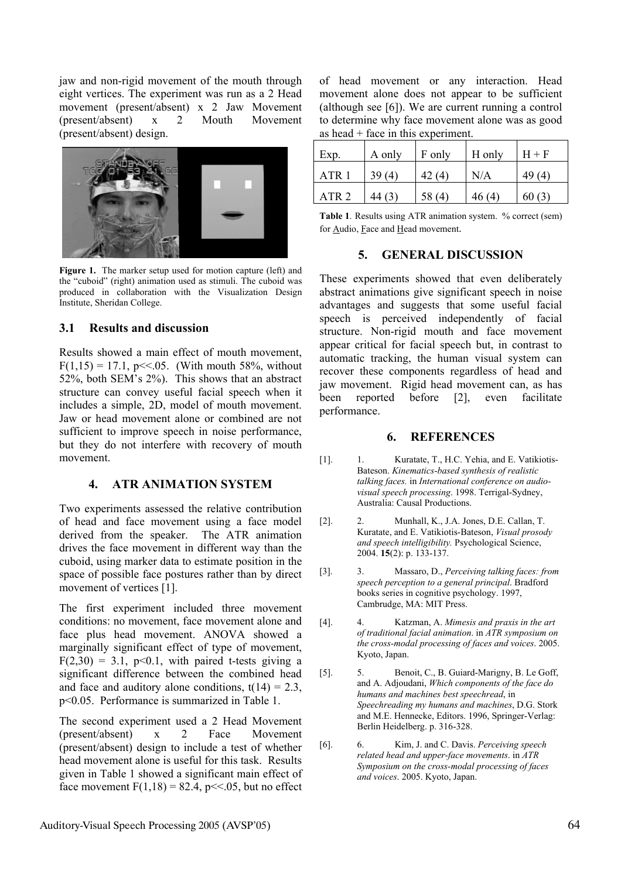jaw and non-rigid movement of the mouth through eight vertices. The experiment was run as a 2 Head movement (present/absent) x 2 Jaw Movement (present/absent) x 2 Mouth Movement (present/absent) design.

**Figure 1.** The marker setup used for motion capture (left) and the "cuboid" (right) animation used as stimuli. The cuboid was produced in collaboration with the Visualization Design Institute, Sheridan College.

### 3.1 Results and discussion

Results showed a main effect of mouth movement, $F(1,15) = 17.1$, $p<<.05$. (With mouth 58%, without 52%, both SEM's 2%). This shows that an abstract structure can convey useful facial speech when it includes a simple, 2D, model of mouth movement. Jaw or head movement alone or combined are not sufficient to improve speech in noise performance, but they do not interfere with recovery of mouth movement.

## 4. ATR ANIMATION SYSTEM

Two experiments assessed the relative contribution of head and face movement using a face model derived from the speaker. The ATR animation drives the face movement in different way than the cuboid, using marker data to estimate position in the space of possible face postures rather than by direct movement of vertices [1].

The first experiment included three movement conditions: no movement, face movement alone and face plus head movement. ANOVA showed a marginally significant effect of type of movement, $F(2,30) = 3.1$, $p<0.1$, with paired t-tests giving a significant difference between the combined head and face and auditory alone conditions, $t(14) = 2.3$, $p<0.05$. Performance is summarized in Table 1.

The second experiment used a 2 Head Movement (present/absent) x 2 Face Movement (present/absent) design to include a test of whether head movement alone is useful for this task. Results given in Table 1 showed a significant main effect of face movement $F(1,18) = 82.4$, $p<<.05$, but no effect of head movement or any interaction. Head movement alone does not appear to be sufficient (although see [6]). We are current running a control to determine why face movement alone was as good as head + face in this experiment.

| Exp. | A only | F only | H only | H + F |
|---|---|---|---|---|
| ATR 1 | 39 (4) | 42 (4) | N/A | 49 (4) |
| ATR 2 | 44 (3) | 58 (4) | 46 (4) | 60 (3) |

**Table 1**. Results using ATR animation system. % correct (sem) for Audio, Face and Head movement.

## 5. GENERAL DISCUSSION

These experiments showed that even deliberately abstract animations give significant speech in noise advantages and suggests that some useful facial speech is perceived independently of facial structure. Non-rigid mouth and face movement appear critical for facial speech but, in contrast to automatic tracking, the human visual system can recover these components regardless of head and jaw movement. Rigid head movement can, as has been reported before [2], even facilitate performance.

## 6. REFERENCES

[1]. 1. Kuratate, T., H.C. Yehia, and E. Vatikiotis-Bateson. *Kinematics-based synthesis of realistic talking faces.* in *International conference on audio-visual speech processing*. 1998. Terrigal-Sydney, Australia: Causal Productions.

[2]. 2. Munhall, K., J.A. Jones, D.E. Callan, T. Kuratate, and E. Vatikiotis-Bateson, *Visual prosody and speech intelligibility.* Psychological Science, 2004. **15**(2): p. 133-137.

[3]. 3. Massaro, D., *Perceiving talking faces: from speech perception to a general principal*. Bradford books series in cognitive psychology. 1997, Cambrudge, MA: MIT Press.

[4]. 4. Katzman, A. *Mimesis and praxis in the art of traditional facial animation*. in *ATR symposium on the cross-modal processing of faces and voices*. 2005. Kyoto, Japan.

[5]. 5. Benoit, C., B. Guiard-Marigny, B. Le Goff, and A. Adjoudani, *Which components of the face do humans and machines best speechread*, in *Speechreading my humans and machines*, D.G. Stork and M.E. Hennecke, Editors. 1996, Springer-Verlag: Berlin Heidelberg. p. 316-328.

[6]. 6. Kim, J. and C. Davis. *Perceiving speech related head and upper-face movements*. in *ATR Symposium on the cross-modal processing of faces and voices*. 2005. Kyoto, Japan.